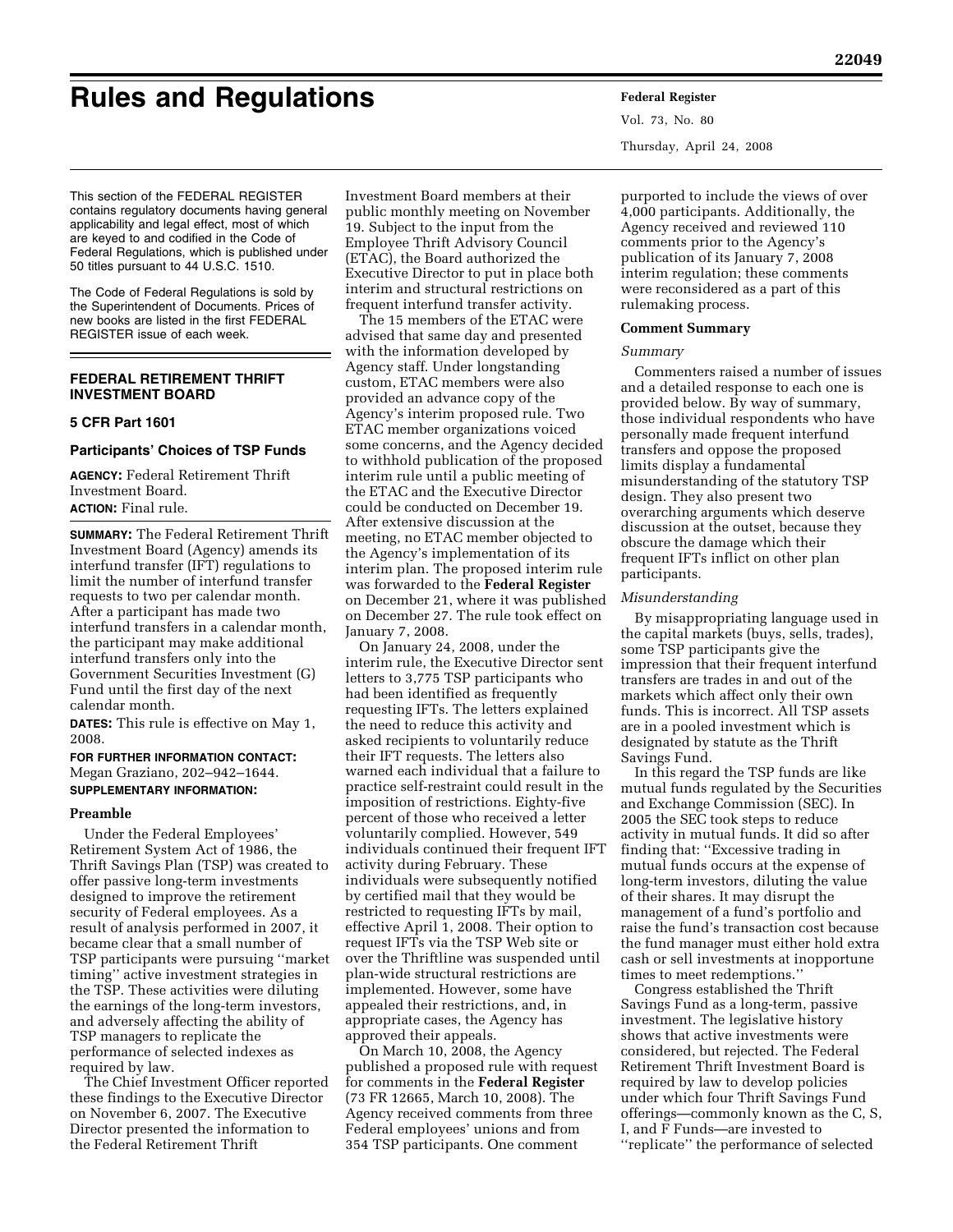# Rules and Regulations

This section of the FEDERAL REGISTER contains regulatory documents having general applicability and legal effect, most of which are keyed to and codified in the Code of Federal Regulations, which is published under 50 titles pursuant to 44 U.S.C. 1510.

The Code of Federal Regulations is sold by the Superintendent of Documents. Prices of new books are listed in the first FEDERAL REGISTER issue of each week.

## FEDERAL RETIREMENT THRIFT INVESTMENT BOARD

### 5 CFR Part 1601

### Participants' Choices of TSP Funds

**AGENCY:** Federal Retirement Thrift Investment Board.

**ACTION:** Final rule.

**SUMMARY:** The Federal Retirement Thrift Investment Board (Agency) amends its interfund transfer (IFT) regulations to limit the number of interfund transfer requests to two per calendar month. After a participant has made two interfund transfers in a calendar month, the participant may make additional interfund transfers only into the Government Securities Investment (G) Fund until the first day of the next calendar month.

**DATES:** This rule is effective on May 1, 2008.

**FOR FURTHER INFORMATION CONTACT:** Megan Graziano, 202–942–1644.

**SUPPLEMENTARY INFORMATION:**

#### Preamble

Under the Federal Employees' Retirement System Act of 1986, the Thrift Savings Plan (TSP) was created to offer passive long-term investments designed to improve the retirement security of Federal employees. As a result of analysis performed in 2007, it became clear that a small number of TSP participants were pursuing ''market timing'' active investment strategies in the TSP. These activities were diluting the earnings of the long-term investors, and adversely affecting the ability of TSP managers to replicate the performance of selected indexes as required by law.

The Chief Investment Officer reported these findings to the Executive Director on November 6, 2007. The Executive Director presented the information to the Federal Retirement Thrift Investment Board members at their public monthly meeting on November 19. Subject to the input from the Employee Thrift Advisory Council (ETAC), the Board authorized the Executive Director to put in place both interim and structural restrictions on frequent interfund transfer activity.

The 15 members of the ETAC were advised that same day and presented with the information developed by Agency staff. Under longstanding custom, ETAC members were also provided an advance copy of the Agency's interim proposed rule. Two ETAC member organizations voiced some concerns, and the Agency decided to withhold publication of the proposed interim rule until a public meeting of the ETAC and the Executive Director could be conducted on December 19. After extensive discussion at the meeting, no ETAC member objected to the Agency's implementation of its interim plan. The proposed interim rule was forwarded to the **Federal Register** on December 21, where it was published on December 27. The rule took effect on January 7, 2008.

On January 24, 2008, under the interim rule, the Executive Director sent letters to 3,775 TSP participants who had been identified as frequently requesting IFTs. The letters explained the need to reduce this activity and asked recipients to voluntarily reduce their IFT requests. The letters also warned each individual that a failure to practice self-restraint could result in the imposition of restrictions. Eighty-five percent of those who received a letter voluntarily complied. However, 549 individuals continued their frequent IFT activity during February. These individuals were subsequently notified by certified mail that they would be restricted to requesting IFTs by mail, effective April 1, 2008. Their option to request IFTs via the TSP Web site or over the Thriftline was suspended until plan-wide structural restrictions are implemented. However, some have appealed their restrictions, and, in appropriate cases, the Agency has approved their appeals.

On March 10, 2008, the Agency published a proposed rule with request for comments in the **Federal Register** (73 FR 12665, March 10, 2008). The Agency received comments from three Federal employees' unions and from 354 TSP participants. One comment purported to include the views of over 4,000 participants. Additionally, the Agency received and reviewed 110 comments prior to the Agency's publication of its January 7, 2008 interim regulation; these comments were reconsidered as a part of this rulemaking process.

#### Comment Summary

*Summary*

Commenters raised a number of issues and a detailed response to each one is provided below. By way of summary, those individual respondents who have personally made frequent interfund transfers and oppose the proposed limits display a fundamental misunderstanding of the statutory TSP design. They also present two overarching arguments which deserve discussion at the outset, because they obscure the damage which their frequent IFTs inflict on other plan participants.

*Misunderstanding*

By misappropriating language used in the capital markets (buys, sells, trades), some TSP participants give the impression that their frequent interfund transfers are trades in and out of the markets which affect only their own funds. This is incorrect. All TSP assets are in a pooled investment which is designated by statute as the Thrift Savings Fund.

In this regard the TSP funds are like mutual funds regulated by the Securities and Exchange Commission (SEC). In 2005 the SEC took steps to reduce activity in mutual funds. It did so after finding that: ''Excessive trading in mutual funds occurs at the expense of long-term investors, diluting the value of their shares. It may disrupt the management of a fund's portfolio and raise the fund's transaction cost because the fund manager must either hold extra cash or sell investments at inopportune times to meet redemptions.''

Congress established the Thrift Savings Fund as a long-term, passive investment. The legislative history shows that active investments were considered, but rejected. The Federal Retirement Thrift Investment Board is required by law to develop policies under which four Thrift Savings Fund offerings—commonly known as the C, S, I, and F Funds—are invested to ''replicate'' the performance of selected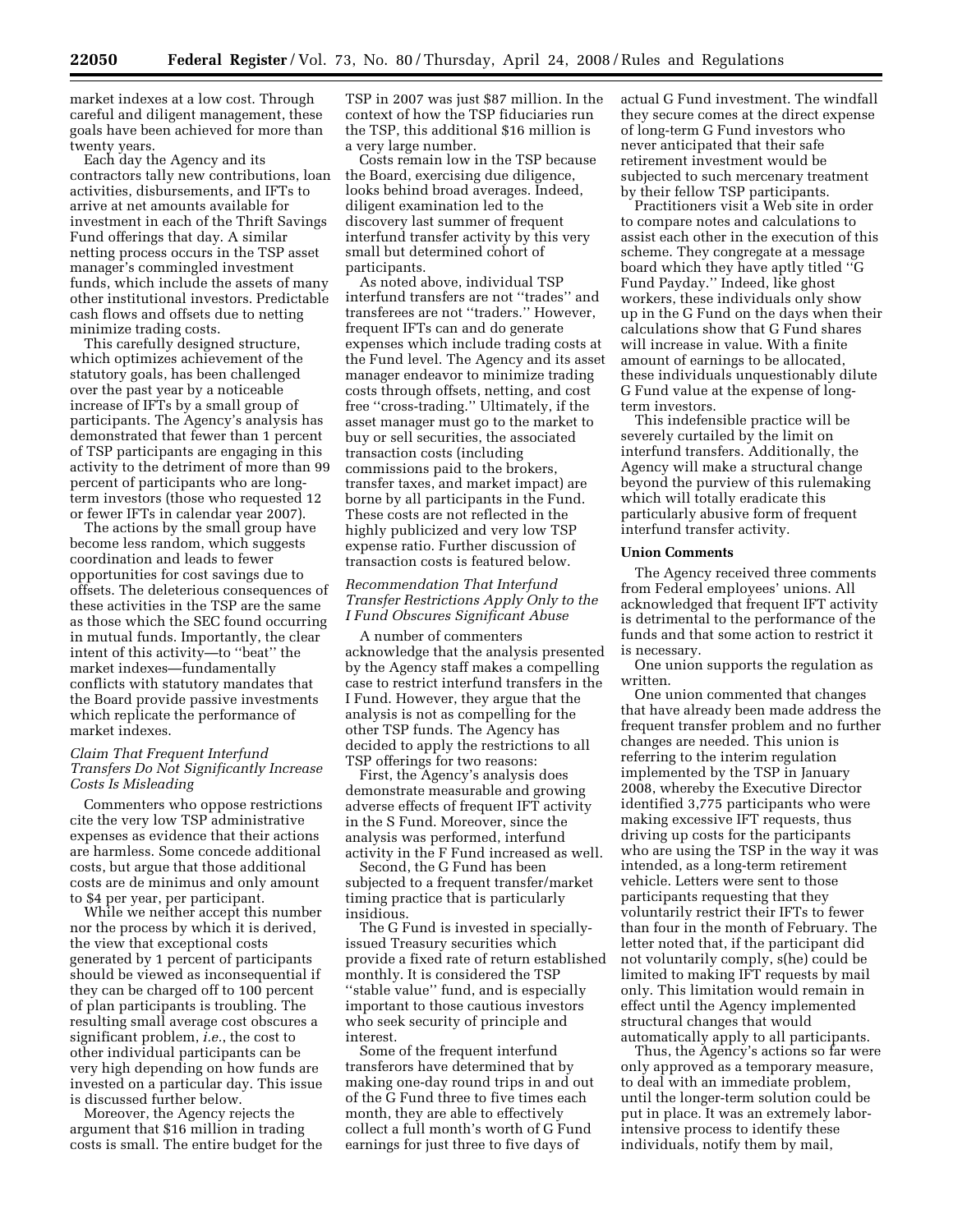market indexes at a low cost. Through careful and diligent management, these goals have been achieved for more than twenty years.

Each day the Agency and its contractors tally new contributions, loan activities, disbursements, and IFTs to arrive at net amounts available for investment in each of the Thrift Savings Fund offerings that day. A similar netting process occurs in the TSP asset manager's commingled investment funds, which include the assets of many other institutional investors. Predictable cash flows and offsets due to netting minimize trading costs.

This carefully designed structure, which optimizes achievement of the statutory goals, has been challenged over the past year by a noticeable increase of IFTs by a small group of participants. The Agency's analysis has demonstrated that fewer than 1 percent of TSP participants are engaging in this activity to the detriment of more than 99 percent of participants who are long-term investors (those who requested 12 or fewer IFTs in calendar year 2007).

The actions by the small group have become less random, which suggests coordination and leads to fewer opportunities for cost savings due to offsets. The deleterious consequences of these activities in the TSP are the same as those which the SEC found occurring in mutual funds. Importantly, the clear intent of this activity—to "beat" the market indexes—fundamentally conflicts with statutory mandates that the Board provide passive investments which replicate the performance of market indexes.

### *Claim That Frequent Interfund Transfers Do Not Significantly Increase Costs Is Misleading*

Commenters who oppose restrictions cite the very low TSP administrative expenses as evidence that their actions are harmless. Some concede additional costs, but argue that those additional costs are de minimus and only amount to $4 per year, per participant.

While we neither accept this number nor the process by which it is derived, the view that exceptional costs generated by 1 percent of participants should be viewed as inconsequential if they can be charged off to 100 percent of plan participants is troubling. The resulting small average cost obscures a significant problem, *i.e.*, the cost to other individual participants can be very high depending on how funds are invested on a particular day. This issue is discussed further below.

Moreover, the Agency rejects the argument that $16 million in trading costs is small. The entire budget for the TSP in 2007 was just $87 million. In the context of how the TSP fiduciaries run the TSP, this additional $16 million is a very large number.

Costs remain low in the TSP because the Board, exercising due diligence, looks behind broad averages. Indeed, diligent examination led to the discovery last summer of frequent interfund transfer activity by this very small but determined cohort of participants.

As noted above, individual TSP interfund transfers are not "trades" and transferees are not "traders." However, frequent IFTs can and do generate expenses which include trading costs at the Fund level. The Agency and its asset manager endeavor to minimize trading costs through offsets, netting, and cost free "cross-trading." Ultimately, if the asset manager must go to the market to buy or sell securities, the associated transaction costs (including commissions paid to the brokers, transfer taxes, and market impact) are borne by all participants in the Fund. These costs are not reflected in the highly publicized and very low TSP expense ratio. Further discussion of transaction costs is featured below.

### *Recommendation That Interfund Transfer Restrictions Apply Only to the I Fund Obscures Significant Abuse*

A number of commenters acknowledge that the analysis presented by the Agency staff makes a compelling case to restrict interfund transfers in the I Fund. However, they argue that the analysis is not as compelling for the other TSP funds. The Agency has decided to apply the restrictions to all TSP offerings for two reasons:

First, the Agency's analysis does demonstrate measurable and growing adverse effects of frequent IFT activity in the S Fund. Moreover, since the analysis was performed, interfund activity in the F Fund increased as well.

Second, the G Fund has been subjected to a frequent transfer/market timing practice that is particularly insidious.

The G Fund is invested in specially-issued Treasury securities which provide a fixed rate of return established monthly. It is considered the TSP "stable value" fund, and is especially important to those cautious investors who seek security of principle and interest.

Some of the frequent interfund transferors have determined that by making one-day round trips in and out of the G Fund three to five times each month, they are able to effectively collect a full month's worth of G Fund earnings for just three to five days of actual G Fund investment. The windfall they secure comes at the direct expense of long-term G Fund investors who never anticipated that their safe retirement investment would be subjected to such mercenary treatment by their fellow TSP participants.

Practitioners visit a Web site in order to compare notes and calculations to assist each other in the execution of this scheme. They congregate at a message board which they have aptly titled "G Fund Payday." Indeed, like ghost workers, these individuals only show up in the G Fund on the days when their calculations show that G Fund shares will increase in value. With a finite amount of earnings to be allocated, these individuals unquestionably dilute G Fund value at the expense of long-term investors.

This indefensible practice will be severely curtailed by the limit on interfund transfers. Additionally, the Agency will make a structural change beyond the purview of this rulemaking which will totally eradicate this particularly abusive form of frequent interfund transfer activity.

### **Union Comments**

The Agency received three comments from Federal employees' unions. All acknowledged that frequent IFT activity is detrimental to the performance of the funds and that some action to restrict it is necessary.

One union supports the regulation as written.

One union commented that changes that have already been made address the frequent transfer problem and no further changes are needed. This union is referring to the interim regulation implemented by the TSP in January 2008, whereby the Executive Director identified 3,775 participants who were making excessive IFT requests, thus driving up costs for the participants who are using the TSP in the way it was intended, as a long-term retirement vehicle. Letters were sent to those participants requesting that they voluntarily restrict their IFTs to fewer than four in the month of February. The letter noted that, if the participant did not voluntarily comply, s(he) could be limited to making IFT requests by mail only. This limitation would remain in effect until the Agency implemented structural changes that would automatically apply to all participants.

Thus, the Agency's actions so far were only approved as a temporary measure, to deal with an immediate problem, until the longer-term solution could be put in place. It was an extremely labor-intensive process to identify these individuals, notify them by mail,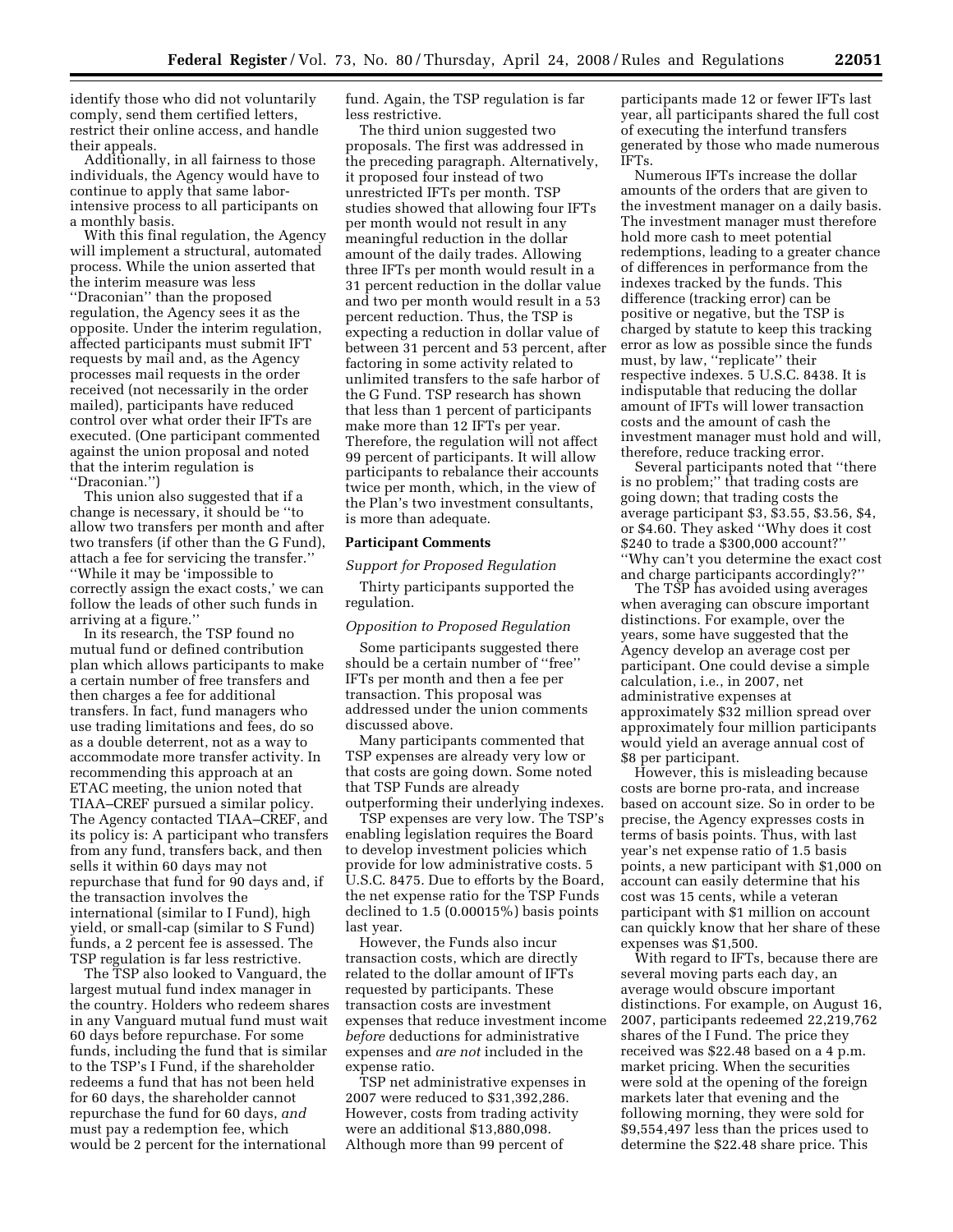identify those who did not voluntarily comply, send them certified letters, restrict their online access, and handle their appeals.

Additionally, in all fairness to those individuals, the Agency would have to continue to apply that same labor-intensive process to all participants on a monthly basis.

With this final regulation, the Agency will implement a structural, automated process. While the union asserted that the interim measure was less ''Draconian'' than the proposed regulation, the Agency sees it as the opposite. Under the interim regulation, affected participants must submit IFT requests by mail and, as the Agency processes mail requests in the order received (not necessarily in the order mailed), participants have reduced control over what order their IFTs are executed. (One participant commented against the union proposal and noted that the interim regulation is ''Draconian.'')

This union also suggested that if a change is necessary, it should be ''to allow two transfers per month and after two transfers (if other than the G Fund), attach a fee for servicing the transfer.'' ''While it may be 'impossible to correctly assign the exact costs,' we can follow the leads of other such funds in arriving at a figure.''

In its research, the TSP found no mutual fund or defined contribution plan which allows participants to make a certain number of free transfers and then charges a fee for additional transfers. In fact, fund managers who use trading limitations and fees, do so as a double deterrent, not as a way to accommodate more transfer activity. In recommending this approach at an ETAC meeting, the union noted that TIAA–CREF pursued a similar policy. The Agency contacted TIAA–CREF, and its policy is: A participant who transfers from any fund, transfers back, and then sells it within 60 days may not repurchase that fund for 90 days and, if the transaction involves the international (similar to I Fund), high yield, or small-cap (similar to S Fund) funds, a 2 percent fee is assessed. The TSP regulation is far less restrictive.

The TSP also looked to Vanguard, the largest mutual fund index manager in the country. Holders who redeem shares in any Vanguard mutual fund must wait 60 days before repurchase. For some funds, including the fund that is similar to the TSP's I Fund, if the shareholder redeems a fund that has not been held for 60 days, the shareholder cannot repurchase the fund for 60 days, *and* must pay a redemption fee, which would be 2 percent for the international fund. Again, the TSP regulation is far less restrictive.

The third union suggested two proposals. The first was addressed in the preceding paragraph. Alternatively, it proposed four instead of two unrestricted IFTs per month. TSP studies showed that allowing four IFTs per month would not result in any meaningful reduction in the dollar amount of the daily trades. Allowing three IFTs per month would result in a 31 percent reduction in the dollar value and two per month would result in a 53 percent reduction. Thus, the TSP is expecting a reduction in dollar value of between 31 percent and 53 percent, after factoring in some activity related to unlimited transfers to the safe harbor of the G Fund. TSP research has shown that less than 1 percent of participants make more than 12 IFTs per year. Therefore, the regulation will not affect 99 percent of participants. It will allow participants to rebalance their accounts twice per month, which, in the view of the Plan's two investment consultants, is more than adequate.

**Participant Comments**

*Support for Proposed Regulation*

Thirty participants supported the regulation.

*Opposition to Proposed Regulation*

Some participants suggested there should be a certain number of ''free'' IFTs per month and then a fee per transaction. This proposal was addressed under the union comments discussed above.

Many participants commented that TSP expenses are already very low or that costs are going down. Some noted that TSP Funds are already outperforming their underlying indexes.

TSP expenses are very low. The TSP's enabling legislation requires the Board to develop investment policies which provide for low administrative costs. 5 U.S.C. 8475. Due to efforts by the Board, the net expense ratio for the TSP Funds declined to 1.5 (0.00015%) basis points last year.

However, the Funds also incur transaction costs, which are directly related to the dollar amount of IFTs requested by participants. These transaction costs are investment expenses that reduce investment income *before* deductions for administrative expenses and *are not* included in the expense ratio.

TSP net administrative expenses in 2007 were reduced to $31,392,286. However, costs from trading activity were an additional $13,880,098. Although more than 99 percent of participants made 12 or fewer IFTs last year, all participants shared the full cost of executing the interfund transfers generated by those who made numerous IFTs.

Numerous IFTs increase the dollar amounts of the orders that are given to the investment manager on a daily basis. The investment manager must therefore hold more cash to meet potential redemptions, leading to a greater chance of differences in performance from the indexes tracked by the funds. This difference (tracking error) can be positive or negative, but the TSP is charged by statute to keep this tracking error as low as possible since the funds must, by law, ''replicate'' their respective indexes. 5 U.S.C. 8438. It is indisputable that reducing the dollar amount of IFTs will lower transaction costs and the amount of cash the investment manager must hold and will, therefore, reduce tracking error.

Several participants noted that ''there is no problem;'' that trading costs are going down; that trading costs the average participant $3, $3.55, $3.56, $4, or $4.60. They asked ''Why does it cost $240 to trade a $300,000 account?'' ''Why can't you determine the exact cost and charge participants accordingly?''

The TSP has avoided using averages when averaging can obscure important distinctions. For example, over the years, some have suggested that the Agency develop an average cost per participant. One could devise a simple calculation, i.e., in 2007, net administrative expenses at approximately $32 million spread over approximately four million participants would yield an average annual cost of $8 per participant.

However, this is misleading because costs are borne pro-rata, and increase based on account size. So in order to be precise, the Agency expresses costs in terms of basis points. Thus, with last year's net expense ratio of 1.5 basis points, a new participant with $1,000 on account can easily determine that his cost was 15 cents, while a veteran participant with $1 million on account can quickly know that her share of these expenses was $1,500.

With regard to IFTs, because there are several moving parts each day, an average would obscure important distinctions. For example, on August 16, 2007, participants redeemed 22,219,762 shares of the I Fund. The price they received was $22.48 based on a 4 p.m. market pricing. When the securities were sold at the opening of the foreign markets later that evening and the following morning, they were sold for $9,554,497 less than the prices used to determine the $22.48 share price. This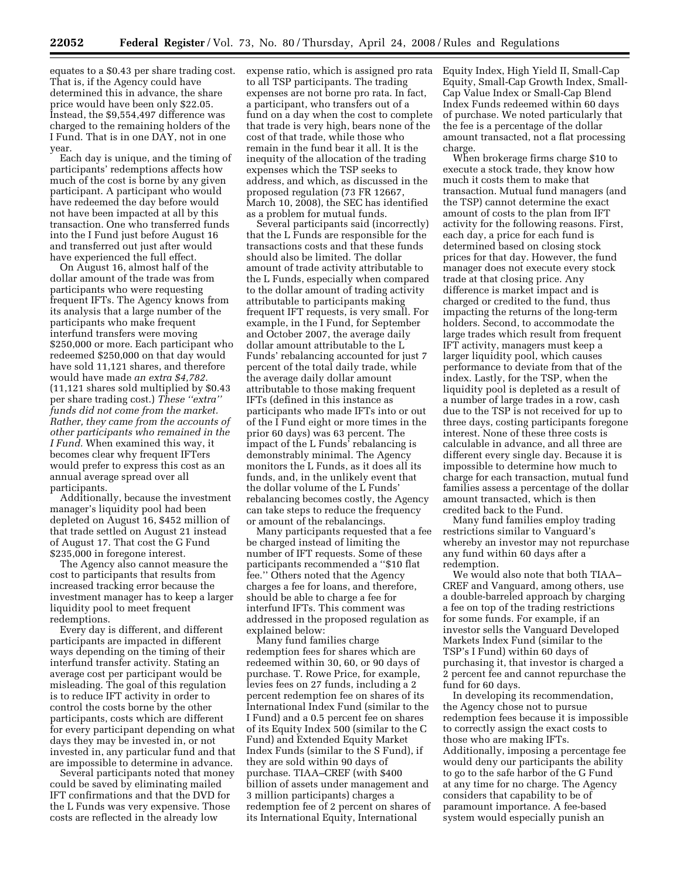equates to a $0.43 per share trading cost. That is, if the Agency could have determined this in advance, the share price would have been only $22.05. Instead, the $9,554,497 difference was charged to the remaining holders of the I Fund. That is in one DAY, not in one year.

Each day is unique, and the timing of participants' redemptions affects how much of the cost is borne by any given participant. A participant who would have redeemed the day before would not have been impacted at all by this transaction. One who transferred funds into the I Fund just before August 16 and transferred out just after would have experienced the full effect.

On August 16, almost half of the dollar amount of the trade was from participants who were requesting frequent IFTs. The Agency knows from its analysis that a large number of the participants who make frequent interfund transfers were moving $250,000 or more. Each participant who redeemed $250,000 on that day would have sold 11,121 shares, and therefore would have made *an extra $4,782.* (11,121 shares sold multiplied by $0.43 per share trading cost.) *These ''extra'' funds did not come from the market. Rather, they came from the accounts of other participants who remained in the I Fund.* When examined this way, it becomes clear why frequent IFTers would prefer to express this cost as an annual average spread over all participants.

Additionally, because the investment manager's liquidity pool had been depleted on August 16, $452 million of that trade settled on August 21 instead of August 17. That cost the G Fund $235,000 in foregone interest.

The Agency also cannot measure the cost to participants that results from increased tracking error because the investment manager has to keep a larger liquidity pool to meet frequent redemptions.

Every day is different, and different participants are impacted in different ways depending on the timing of their interfund transfer activity. Stating an average cost per participant would be misleading. The goal of this regulation is to reduce IFT activity in order to control the costs borne by the other participants, costs which are different for every participant depending on what days they may be invested in, or not invested in, any particular fund and that are impossible to determine in advance.

Several participants noted that money could be saved by eliminating mailed IFT confirmations and that the DVD for the L Funds was very expensive. Those costs are reflected in the already low expense ratio, which is assigned pro rata to all TSP participants. The trading expenses are not borne pro rata. In fact, a participant, who transfers out of a fund on a day when the cost to complete that trade is very high, bears none of the cost of that trade, while those who remain in the fund bear it all. It is the inequity of the allocation of the trading expenses which the TSP seeks to address, and which, as discussed in the proposed regulation (73 FR 12667, March 10, 2008), the SEC has identified as a problem for mutual funds.

Several participants said (incorrectly) that the L Funds are responsible for the transactions costs and that these funds should also be limited. The dollar amount of trade activity attributable to the L Funds, especially when compared to the dollar amount of trading activity attributable to participants making frequent IFT requests, is very small. For example, in the I Fund, for September and October 2007, the average daily dollar amount attributable to the L Funds' rebalancing accounted for just 7 percent of the total daily trade, while the average daily dollar amount attributable to those making frequent IFTs (defined in this instance as participants who made IFTs into or out of the I Fund eight or more times in the prior 60 days) was 63 percent. The impact of the L Funds' rebalancing is demonstrably minimal. The Agency monitors the L Funds, as it does all its funds, and, in the unlikely event that the dollar volume of the L Funds' rebalancing becomes costly, the Agency can take steps to reduce the frequency or amount of the rebalancings.

Many participants requested that a fee be charged instead of limiting the number of IFT requests. Some of these participants recommended a ''$10 flat fee.'' Others noted that the Agency charges a fee for loans, and therefore, should be able to charge a fee for interfund IFTs. This comment was addressed in the proposed regulation as explained below:

Many fund families charge redemption fees for shares which are redeemed within 30, 60, or 90 days of purchase. T. Rowe Price, for example, levies fees on 27 funds, including a 2 percent redemption fee on shares of its International Index Fund (similar to the I Fund) and a 0.5 percent fee on shares of its Equity Index 500 (similar to the C Fund) and Extended Equity Market Index Funds (similar to the S Fund), if they are sold within 90 days of purchase. TIAA–CREF (with $400 billion of assets under management and 3 million participants) charges a redemption fee of 2 percent on shares of its International Equity, International Equity Index, High Yield II, Small-Cap Equity, Small-Cap Growth Index, Small-Cap Value Index or Small-Cap Blend Index Funds redeemed within 60 days of purchase. We noted particularly that the fee is a percentage of the dollar amount transacted, not a flat processing charge.

When brokerage firms charge $10 to execute a stock trade, they know how much it costs them to make that transaction. Mutual fund managers (and the TSP) cannot determine the exact amount of costs to the plan from IFT activity for the following reasons. First, each day, a price for each fund is determined based on closing stock prices for that day. However, the fund manager does not execute every stock trade at that closing price. Any difference is market impact and is charged or credited to the fund, thus impacting the returns of the long-term holders. Second, to accommodate the large trades which result from frequent IFT activity, managers must keep a larger liquidity pool, which causes performance to deviate from that of the index. Lastly, for the TSP, when the liquidity pool is depleted as a result of a number of large trades in a row, cash due to the TSP is not received for up to three days, costing participants foregone interest. None of these three costs is calculable in advance, and all three are different every single day. Because it is impossible to determine how much to charge for each transaction, mutual fund families assess a percentage of the dollar amount transacted, which is then credited back to the Fund.

Many fund families employ trading restrictions similar to Vanguard's whereby an investor may not repurchase any fund within 60 days after a redemption.

We would also note that both TIAA–CREF and Vanguard, among others, use a double-barreled approach by charging a fee on top of the trading restrictions for some funds. For example, if an investor sells the Vanguard Developed Markets Index Fund (similar to the TSP's I Fund) within 60 days of purchasing it, that investor is charged a 2 percent fee and cannot repurchase the fund for 60 days.

In developing its recommendation, the Agency chose not to pursue redemption fees because it is impossible to correctly assign the exact costs to those who are making IFTs. Additionally, imposing a percentage fee would deny our participants the ability to go to the safe harbor of the G Fund at any time for no charge. The Agency considers that capability to be of paramount importance. A fee-based system would especially punish an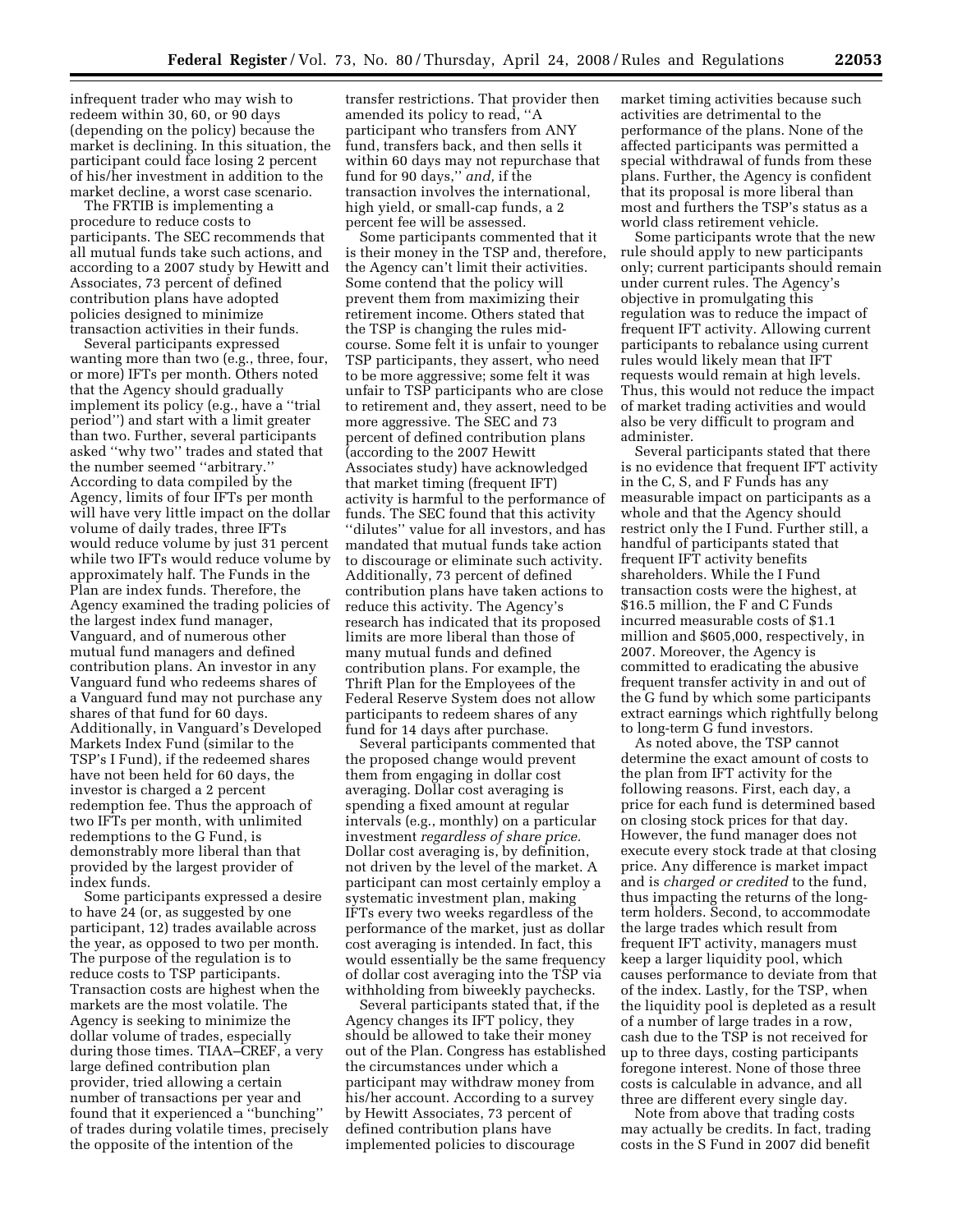infrequent trader who may wish to redeem within 30, 60, or 90 days (depending on the policy) because the market is declining. In this situation, the participant could face losing 2 percent of his/her investment in addition to the market decline, a worst case scenario.

The FRTIB is implementing a procedure to reduce costs to participants. The SEC recommends that all mutual funds take such actions, and according to a 2007 study by Hewitt and Associates, 73 percent of defined contribution plans have adopted policies designed to minimize transaction activities in their funds.

Several participants expressed wanting more than two (e.g., three, four, or more) IFTs per month. Others noted that the Agency should gradually implement its policy (e.g., have a ''trial period'') and start with a limit greater than two. Further, several participants asked ''why two'' trades and stated that the number seemed ''arbitrary.'' According to data compiled by the Agency, limits of four IFTs per month will have very little impact on the dollar volume of daily trades, three IFTs would reduce volume by just 31 percent while two IFTs would reduce volume by approximately half. The Funds in the Plan are index funds. Therefore, the Agency examined the trading policies of the largest index fund manager, Vanguard, and of numerous other mutual fund managers and defined contribution plans. An investor in any Vanguard fund who redeems shares of a Vanguard fund may not purchase any shares of that fund for 60 days. Additionally, in Vanguard's Developed Markets Index Fund (similar to the TSP's I Fund), if the redeemed shares have not been held for 60 days, the investor is charged a 2 percent redemption fee. Thus the approach of two IFTs per month, with unlimited redemptions to the G Fund, is demonstrably more liberal than that provided by the largest provider of index funds.

Some participants expressed a desire to have 24 (or, as suggested by one participant, 12) trades available across the year, as opposed to two per month. The purpose of the regulation is to reduce costs to TSP participants. Transaction costs are highest when the markets are the most volatile. The Agency is seeking to minimize the dollar volume of trades, especially during those times. TIAA–CREF, a very large defined contribution plan provider, tried allowing a certain number of transactions per year and found that it experienced a ''bunching'' of trades during volatile times, precisely the opposite of the intention of the transfer restrictions. That provider then amended its policy to read, ''A participant who transfers from ANY fund, transfers back, and then sells it within 60 days may not repurchase that fund for 90 days,'' *and,* if the transaction involves the international, high yield, or small-cap funds, a 2 percent fee will be assessed.

Some participants commented that it is their money in the TSP and, therefore, the Agency can't limit their activities. Some contend that the policy will prevent them from maximizing their retirement income. Others stated that the TSP is changing the rules mid-course. Some felt it is unfair to younger TSP participants, they assert, who need to be more aggressive; some felt it was unfair to TSP participants who are close to retirement and, they assert, need to be more aggressive. The SEC and 73 percent of defined contribution plans (according to the 2007 Hewitt Associates study) have acknowledged that market timing (frequent IFT) activity is harmful to the performance of funds. The SEC found that this activity ''dilutes'' value for all investors, and has mandated that mutual funds take action to discourage or eliminate such activity. Additionally, 73 percent of defined contribution plans have taken actions to reduce this activity. The Agency's research has indicated that its proposed limits are more liberal than those of many mutual funds and defined contribution plans. For example, the Thrift Plan for the Employees of the Federal Reserve System does not allow participants to redeem shares of any fund for 14 days after purchase.

Several participants commented that the proposed change would prevent them from engaging in dollar cost averaging. Dollar cost averaging is spending a fixed amount at regular intervals (e.g., monthly) on a particular investment *regardless of share price.* Dollar cost averaging is, by definition, not driven by the level of the market. A participant can most certainly employ a systematic investment plan, making IFTs every two weeks regardless of the performance of the market, just as dollar cost averaging is intended. In fact, this would essentially be the same frequency of dollar cost averaging into the TSP via withholding from biweekly paychecks.

Several participants stated that, if the Agency changes its IFT policy, they should be allowed to take their money out of the Plan. Congress has established the circumstances under which a participant may withdraw money from his/her account. According to a survey by Hewitt Associates, 73 percent of defined contribution plans have implemented policies to discourage market timing activities because such activities are detrimental to the performance of the plans. None of the affected participants was permitted a special withdrawal of funds from these plans. Further, the Agency is confident that its proposal is more liberal than most and furthers the TSP's status as a world class retirement vehicle.

Some participants wrote that the new rule should apply to new participants only; current participants should remain under current rules. The Agency's objective in promulgating this regulation was to reduce the impact of frequent IFT activity. Allowing current participants to rebalance using current rules would likely mean that IFT requests would remain at high levels. Thus, this would not reduce the impact of market trading activities and would also be very difficult to program and administer.

Several participants stated that there is no evidence that frequent IFT activity in the C, S, and F Funds has any measurable impact on participants as a whole and that the Agency should restrict only the I Fund. Further still, a handful of participants stated that frequent IFT activity benefits shareholders. While the I Fund transaction costs were the highest, at $16.5 million, the F and C Funds incurred measurable costs of $1.1 million and $605,000, respectively, in 2007. Moreover, the Agency is committed to eradicating the abusive frequent transfer activity in and out of the G fund by which some participants extract earnings which rightfully belong to long-term G fund investors.

As noted above, the TSP cannot determine the exact amount of costs to the plan from IFT activity for the following reasons. First, each day, a price for each fund is determined based on closing stock prices for that day. However, the fund manager does not execute every stock trade at that closing price. Any difference is market impact and is *charged or credited* to the fund, thus impacting the returns of the long-term holders. Second, to accommodate the large trades which result from frequent IFT activity, managers must keep a larger liquidity pool, which causes performance to deviate from that of the index. Lastly, for the TSP, when the liquidity pool is depleted as a result of a number of large trades in a row, cash due to the TSP is not received for up to three days, costing participants foregone interest. None of those three costs is calculable in advance, and all three are different every single day.

Note from above that trading costs may actually be credits. In fact, trading costs in the S Fund in 2007 did benefit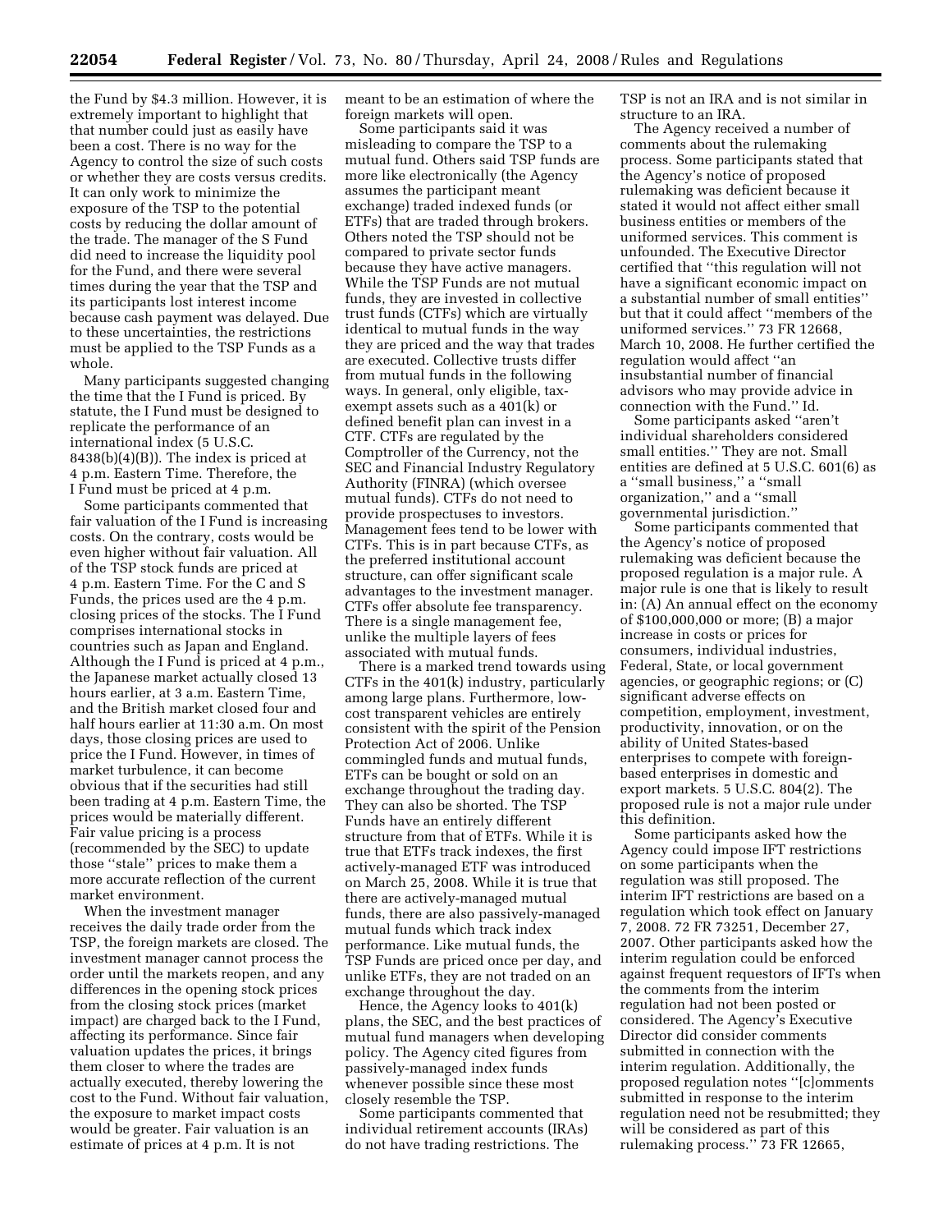the Fund by $4.3 million. However, it is extremely important to highlight that that number could just as easily have been a cost. There is no way for the Agency to control the size of such costs or whether they are costs versus credits. It can only work to minimize the exposure of the TSP to the potential costs by reducing the dollar amount of the trade. The manager of the S Fund did need to increase the liquidity pool for the Fund, and there were several times during the year that the TSP and its participants lost interest income because cash payment was delayed. Due to these uncertainties, the restrictions must be applied to the TSP Funds as a whole.

Many participants suggested changing the time that the I Fund is priced. By statute, the I Fund must be designed to replicate the performance of an international index (5 U.S.C. 8438(b)(4)(B)). The index is priced at 4 p.m. Eastern Time. Therefore, the I Fund must be priced at 4 p.m.

Some participants commented that fair valuation of the I Fund is increasing costs. On the contrary, costs would be even higher without fair valuation. All of the TSP stock funds are priced at 4 p.m. Eastern Time. For the C and S Funds, the prices used are the 4 p.m. closing prices of the stocks. The I Fund comprises international stocks in countries such as Japan and England. Although the I Fund is priced at 4 p.m., the Japanese market actually closed 13 hours earlier, at 3 a.m. Eastern Time, and the British market closed four and half hours earlier at 11:30 a.m. On most days, those closing prices are used to price the I Fund. However, in times of market turbulence, it can become obvious that if the securities had still been trading at 4 p.m. Eastern Time, the prices would be materially different. Fair value pricing is a process (recommended by the SEC) to update those ''stale'' prices to make them a more accurate reflection of the current market environment.

When the investment manager receives the daily trade order from the TSP, the foreign markets are closed. The investment manager cannot process the order until the markets reopen, and any differences in the opening stock prices from the closing stock prices (market impact) are charged back to the I Fund, affecting its performance. Since fair valuation updates the prices, it brings them closer to where the trades are actually executed, thereby lowering the cost to the Fund. Without fair valuation, the exposure to market impact costs would be greater. Fair valuation is an estimate of prices at 4 p.m. It is not meant to be an estimation of where the foreign markets will open.

Some participants said it was misleading to compare the TSP to a mutual fund. Others said TSP funds are more like electronically (the Agency assumes the participant meant exchange) traded indexed funds (or ETFs) that are traded through brokers. Others noted the TSP should not be compared to private sector funds because they have active managers. While the TSP Funds are not mutual funds, they are invested in collective trust funds (CTFs) which are virtually identical to mutual funds in the way they are priced and the way that trades are executed. Collective trusts differ from mutual funds in the following ways. In general, only eligible, tax-exempt assets such as a 401(k) or defined benefit plan can invest in a CTF. CTFs are regulated by the Comptroller of the Currency, not the SEC and Financial Industry Regulatory Authority (FINRA) (which oversee mutual funds). CTFs do not need to provide prospectuses to investors. Management fees tend to be lower with CTFs. This is in part because CTFs, as the preferred institutional account structure, can offer significant scale advantages to the investment manager. CTFs offer absolute fee transparency. There is a single management fee, unlike the multiple layers of fees associated with mutual funds.

There is a marked trend towards using CTFs in the 401(k) industry, particularly among large plans. Furthermore, low-cost transparent vehicles are entirely consistent with the spirit of the Pension Protection Act of 2006. Unlike commingled funds and mutual funds, ETFs can be bought or sold on an exchange throughout the trading day. They can also be shorted. The TSP Funds have an entirely different structure from that of ETFs. While it is true that ETFs track indexes, the first actively-managed ETF was introduced on March 25, 2008. While it is true that there are actively-managed mutual funds, there are also passively-managed mutual funds which track index performance. Like mutual funds, the TSP Funds are priced once per day, and unlike ETFs, they are not traded on an exchange throughout the day.

Hence, the Agency looks to 401(k) plans, the SEC, and the best practices of mutual fund managers when developing policy. The Agency cited figures from passively-managed index funds whenever possible since these most closely resemble the TSP.

Some participants commented that individual retirement accounts (IRAs) do not have trading restrictions. The TSP is not an IRA and is not similar in structure to an IRA.

The Agency received a number of comments about the rulemaking process. Some participants stated that the Agency's notice of proposed rulemaking was deficient because it stated it would not affect either small business entities or members of the uniformed services. This comment is unfounded. The Executive Director certified that ''this regulation will not have a significant economic impact on a substantial number of small entities'' but that it could affect ''members of the uniformed services.'' 73 FR 12668, March 10, 2008. He further certified the regulation would affect ''an insubstantial number of financial advisors who may provide advice in connection with the Fund.'' Id.

Some participants asked ''aren't individual shareholders considered small entities.'' They are not. Small entities are defined at 5 U.S.C. 601(6) as a ''small business,'' a ''small organization,'' and a ''small governmental jurisdiction.''

Some participants commented that the Agency's notice of proposed rulemaking was deficient because the proposed regulation is a major rule. A major rule is one that is likely to result in: (A) An annual effect on the economy of $100,000,000 or more; (B) a major increase in costs or prices for consumers, individual industries, Federal, State, or local government agencies, or geographic regions; or (C) significant adverse effects on competition, employment, investment, productivity, innovation, or on the ability of United States-based enterprises to compete with foreign-based enterprises in domestic and export markets. 5 U.S.C. 804(2). The proposed rule is not a major rule under this definition.

Some participants asked how the Agency could impose IFT restrictions on some participants when the regulation was still proposed. The interim IFT restrictions are based on a regulation which took effect on January 7, 2008. 72 FR 73251, December 27, 2007. Other participants asked how the interim regulation could be enforced against frequent requestors of IFTs when the comments from the interim regulation had not been posted or considered. The Agency's Executive Director did consider comments submitted in connection with the interim regulation. Additionally, the proposed regulation notes ''[c]omments submitted in response to the interim regulation need not be resubmitted; they will be considered as part of this rulemaking process.'' 73 FR 12665,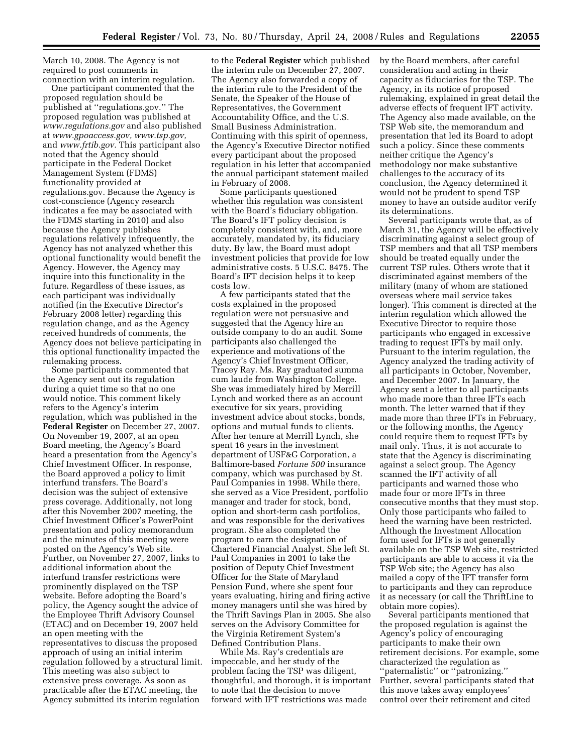March 10, 2008. The Agency is not required to post comments in connection with an interim regulation.

One participant commented that the proposed regulation should be published at ''regulations.gov.'' The proposed regulation was published at *www.regulations.gov* and also published at *www.gpoaccess.gov, www.tsp.gov,* and *www.frtib.gov.* This participant also noted that the Agency should participate in the Federal Docket Management System (FDMS) functionality provided at regulations.gov. Because the Agency is cost-conscience (Agency research indicates a fee may be associated with the FDMS starting in 2010) and also because the Agency publishes regulations relatively infrequently, the Agency has not analyzed whether this optional functionality would benefit the Agency. However, the Agency may inquire into this functionality in the future. Regardless of these issues, as each participant was individually notified (in the Executive Director's February 2008 letter) regarding this regulation change, and as the Agency received hundreds of comments, the Agency does not believe participating in this optional functionality impacted the rulemaking process.

Some participants commented that the Agency sent out its regulation during a quiet time so that no one would notice. This comment likely refers to the Agency's interim regulation, which was published in the **Federal Register** on December 27, 2007. On November 19, 2007, at an open Board meeting, the Agency's Board heard a presentation from the Agency's Chief Investment Officer. In response, the Board approved a policy to limit interfund transfers. The Board's decision was the subject of extensive press coverage. Additionally, not long after this November 2007 meeting, the Chief Investment Officer's PowerPoint presentation and policy memorandum and the minutes of this meeting were posted on the Agency's Web site. Further, on November 27, 2007, links to additional information about the interfund transfer restrictions were prominently displayed on the TSP website. Before adopting the Board's policy, the Agency sought the advice of the Employee Thrift Advisory Counsel (ETAC) and on December 19, 2007 held an open meeting with the representatives to discuss the proposed approach of using an initial interim regulation followed by a structural limit. This meeting was also subject to extensive press coverage. As soon as practicable after the ETAC meeting, the Agency submitted its interim regulation to the **Federal Register** which published the interim rule on December 27, 2007. The Agency also forwarded a copy of the interim rule to the President of the Senate, the Speaker of the House of Representatives, the Government Accountability Office, and the U.S. Small Business Administration. Continuing with this spirit of openness, the Agency's Executive Director notified every participant about the proposed regulation in his letter that accompanied the annual participant statement mailed in February of 2008.

Some participants questioned whether this regulation was consistent with the Board's fiduciary obligation. The Board's IFT policy decision is completely consistent with, and, more accurately, mandated by, its fiduciary duty. By law, the Board must adopt investment policies that provide for low administrative costs. 5 U.S.C. 8475. The Board's IFT decision helps it to keep costs low.

A few participants stated that the costs explained in the proposed regulation were not persuasive and suggested that the Agency hire an outside company to do an audit. Some participants also challenged the experience and motivations of the Agency's Chief Investment Officer, Tracey Ray. Ms. Ray graduated summa cum laude from Washington College. She was immediately hired by Merrill Lynch and worked there as an account executive for six years, providing investment advice about stocks, bonds, options and mutual funds to clients. After her tenure at Merrill Lynch, she spent 16 years in the investment department of USF&G Corporation, a Baltimore-based *Fortune 500* insurance company, which was purchased by St. Paul Companies in 1998. While there, she served as a Vice President, portfolio manager and trader for stock, bond, option and short-term cash portfolios, and was responsible for the derivatives program. She also completed the program to earn the designation of Chartered Financial Analyst. She left St. Paul Companies in 2001 to take the position of Deputy Chief Investment Officer for the State of Maryland Pension Fund, where she spent four years evaluating, hiring and firing active money managers until she was hired by the Thrift Savings Plan in 2005. She also serves on the Advisory Committee for the Virginia Retirement System's Defined Contribution Plans.

While Ms. Ray's credentials are impeccable, and her study of the problem facing the TSP was diligent, thoughtful, and thorough, it is important to note that the decision to move forward with IFT restrictions was made by the Board members, after careful consideration and acting in their capacity as fiduciaries for the TSP. The Agency, in its notice of proposed rulemaking, explained in great detail the adverse effects of frequent IFT activity. The Agency also made available, on the TSP Web site, the memorandum and presentation that led its Board to adopt such a policy. Since these comments neither critique the Agency's methodology nor make substantive challenges to the accuracy of its conclusion, the Agency determined it would not be prudent to spend TSP money to have an outside auditor verify its determinations.

Several participants wrote that, as of March 31, the Agency will be effectively discriminating against a select group of TSP members and that all TSP members should be treated equally under the current TSP rules. Others wrote that it discriminated against members of the military (many of whom are stationed overseas where mail service takes longer). This comment is directed at the interim regulation which allowed the Executive Director to require those participants who engaged in excessive trading to request IFTs by mail only. Pursuant to the interim regulation, the Agency analyzed the trading activity of all participants in October, November, and December 2007. In January, the Agency sent a letter to all participants who made more than three IFTs each month. The letter warned that if they made more than three IFTs in February, or the following months, the Agency could require them to request IFTs by mail only. Thus, it is not accurate to state that the Agency is discriminating against a select group. The Agency scanned the IFT activity of all participants and warned those who made four or more IFTs in three consecutive months that they must stop. Only those participants who failed to heed the warning have been restricted. Although the Investment Allocation form used for IFTs is not generally available on the TSP Web site, restricted participants are able to access it via the TSP Web site; the Agency has also mailed a copy of the IFT transfer form to participants and they can reproduce it as necessary (or call the ThriftLine to obtain more copies).

Several participants mentioned that the proposed regulation is against the Agency's policy of encouraging participants to make their own retirement decisions. For example, some characterized the regulation as ''paternalistic'' or ''patronizing.'' Further, several participants stated that this move takes away employees' control over their retirement and cited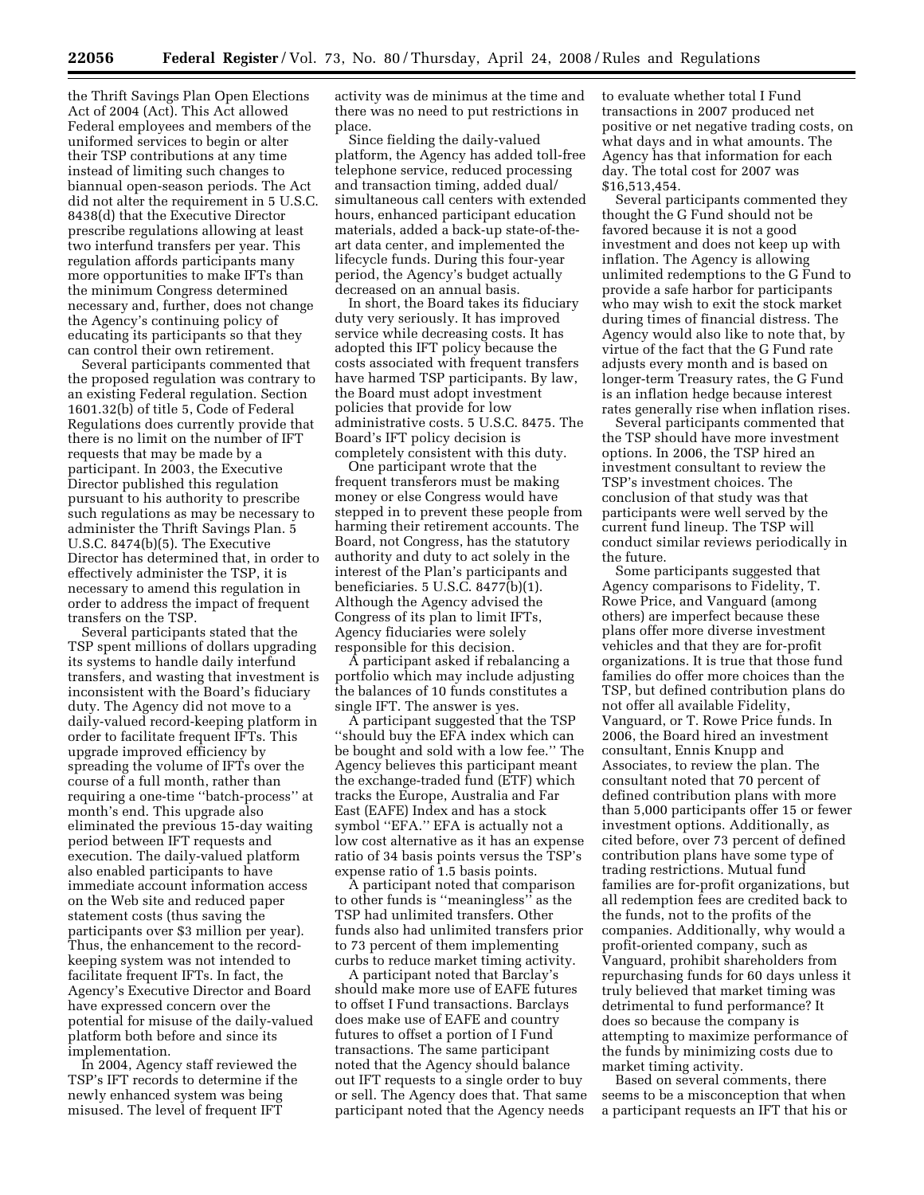the Thrift Savings Plan Open Elections Act of 2004 (Act). This Act allowed Federal employees and members of the uniformed services to begin or alter their TSP contributions at any time instead of limiting such changes to biannual open-season periods. The Act did not alter the requirement in 5 U.S.C. 8438(d) that the Executive Director prescribe regulations allowing at least two interfund transfers per year. This regulation affords participants many more opportunities to make IFTs than the minimum Congress determined necessary and, further, does not change the Agency's continuing policy of educating its participants so that they can control their own retirement.

Several participants commented that the proposed regulation was contrary to an existing Federal regulation. Section 1601.32(b) of title 5, Code of Federal Regulations does currently provide that there is no limit on the number of IFT requests that may be made by a participant. In 2003, the Executive Director published this regulation pursuant to his authority to prescribe such regulations as may be necessary to administer the Thrift Savings Plan. 5 U.S.C. 8474(b)(5). The Executive Director has determined that, in order to effectively administer the TSP, it is necessary to amend this regulation in order to address the impact of frequent transfers on the TSP.

Several participants stated that the TSP spent millions of dollars upgrading its systems to handle daily interfund transfers, and wasting that investment is inconsistent with the Board's fiduciary duty. The Agency did not move to a daily-valued record-keeping platform in order to facilitate frequent IFTs. This upgrade improved efficiency by spreading the volume of IFTs over the course of a full month, rather than requiring a one-time ''batch-process'' at month's end. This upgrade also eliminated the previous 15-day waiting period between IFT requests and execution. The daily-valued platform also enabled participants to have immediate account information access on the Web site and reduced paper statement costs (thus saving the participants over $3 million per year). Thus, the enhancement to the record-keeping system was not intended to facilitate frequent IFTs. In fact, the Agency's Executive Director and Board have expressed concern over the potential for misuse of the daily-valued platform both before and since its implementation.

In 2004, Agency staff reviewed the TSP's IFT records to determine if the newly enhanced system was being misused. The level of frequent IFT activity was de minimus at the time and there was no need to put restrictions in place.

Since fielding the daily-valued platform, the Agency has added toll-free telephone service, reduced processing and transaction timing, added dual/simultaneous call centers with extended hours, enhanced participant education materials, added a back-up state-of-the-art data center, and implemented the lifecycle funds. During this four-year period, the Agency's budget actually decreased on an annual basis.

In short, the Board takes its fiduciary duty very seriously. It has improved service while decreasing costs. It has adopted this IFT policy because the costs associated with frequent transfers have harmed TSP participants. By law, the Board must adopt investment policies that provide for low administrative costs. 5 U.S.C. 8475. The Board's IFT policy decision is completely consistent with this duty.

One participant wrote that the frequent transferors must be making money or else Congress would have stepped in to prevent these people from harming their retirement accounts. The Board, not Congress, has the statutory authority and duty to act solely in the interest of the Plan's participants and beneficiaries. 5 U.S.C. 8477(b)(1). Although the Agency advised the Congress of its plan to limit IFTs, Agency fiduciaries were solely responsible for this decision.

A participant asked if rebalancing a portfolio which may include adjusting the balances of 10 funds constitutes a single IFT. The answer is yes.

A participant suggested that the TSP ''should buy the EFA index which can be bought and sold with a low fee.'' The Agency believes this participant meant the exchange-traded fund (ETF) which tracks the Europe, Australia and Far East (EAFE) Index and has a stock symbol ''EFA.'' EFA is actually not a low cost alternative as it has an expense ratio of 34 basis points versus the TSP's expense ratio of 1.5 basis points.

A participant noted that comparison to other funds is ''meaningless'' as the TSP had unlimited transfers. Other funds also had unlimited transfers prior to 73 percent of them implementing curbs to reduce market timing activity.

A participant noted that Barclay's should make more use of EAFE futures to offset I Fund transactions. Barclays does make use of EAFE and country futures to offset a portion of I Fund transactions. The same participant noted that the Agency should balance out IFT requests to a single order to buy or sell. The Agency does that. That same participant noted that the Agency needs to evaluate whether total I Fund transactions in 2007 produced net positive or net negative trading costs, on what days and in what amounts. The Agency has that information for each day. The total cost for 2007 was $16,513,454.

Several participants commented they thought the G Fund should not be favored because it is not a good investment and does not keep up with inflation. The Agency is allowing unlimited redemptions to the G Fund to provide a safe harbor for participants who may wish to exit the stock market during times of financial distress. The Agency would also like to note that, by virtue of the fact that the G Fund rate adjusts every month and is based on longer-term Treasury rates, the G Fund is an inflation hedge because interest rates generally rise when inflation rises.

Several participants commented that the TSP should have more investment options. In 2006, the TSP hired an investment consultant to review the TSP's investment choices. The conclusion of that study was that participants were well served by the current fund lineup. The TSP will conduct similar reviews periodically in the future.

Some participants suggested that Agency comparisons to Fidelity, T. Rowe Price, and Vanguard (among others) are imperfect because these plans offer more diverse investment vehicles and that they are for-profit organizations. It is true that those fund families do offer more choices than the TSP, but defined contribution plans do not offer all available Fidelity, Vanguard, or T. Rowe Price funds. In 2006, the Board hired an investment consultant, Ennis Knupp and Associates, to review the plan. The consultant noted that 70 percent of defined contribution plans with more than 5,000 participants offer 15 or fewer investment options. Additionally, as cited before, over 73 percent of defined contribution plans have some type of trading restrictions. Mutual fund families are for-profit organizations, but all redemption fees are credited back to the funds, not to the profits of the companies. Additionally, why would a profit-oriented company, such as Vanguard, prohibit shareholders from repurchasing funds for 60 days unless it truly believed that market timing was detrimental to fund performance? It does so because the company is attempting to maximize performance of the funds by minimizing costs due to market timing activity.

Based on several comments, there seems to be a misconception that when a participant requests an IFT that his or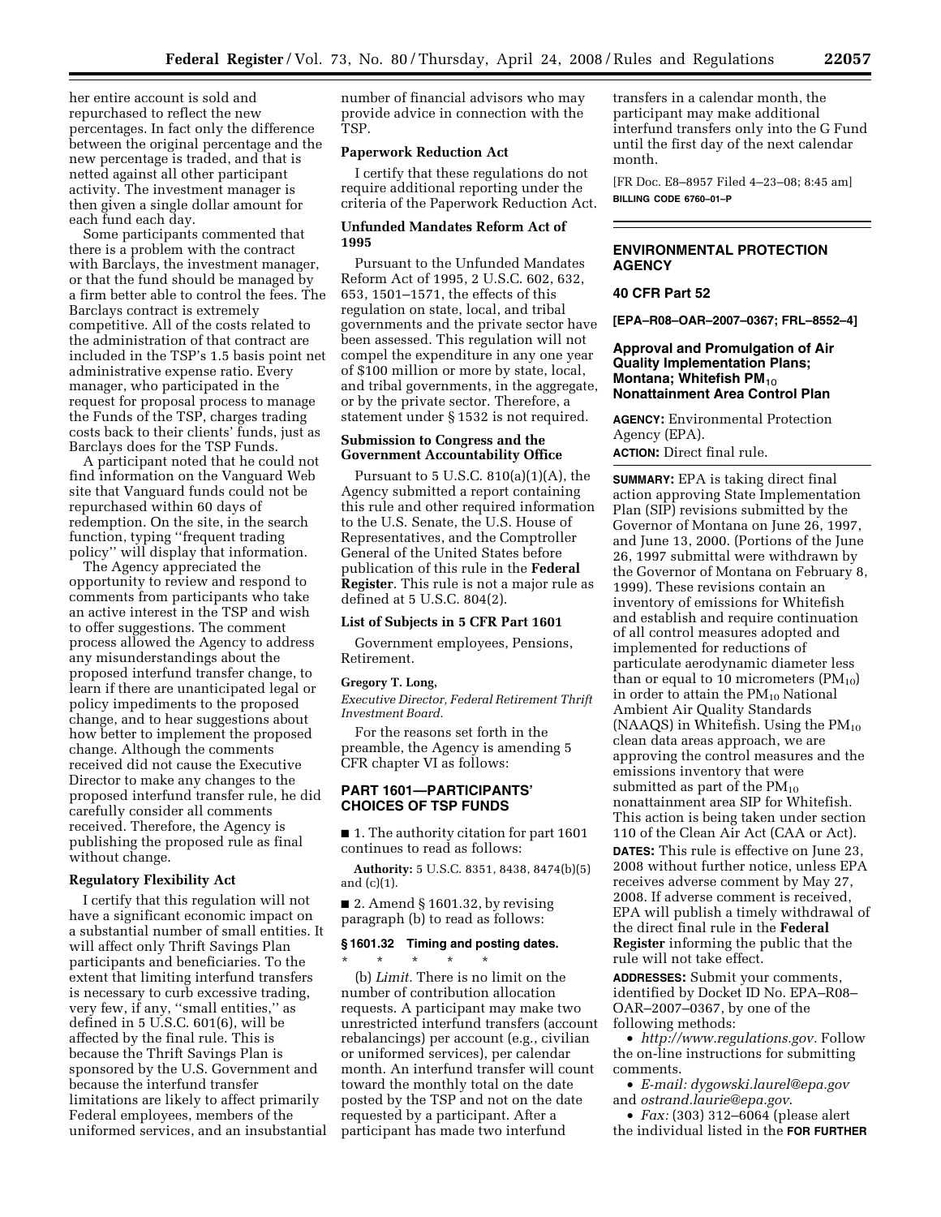her entire account is sold and repurchased to reflect the new percentages. In fact only the difference between the original percentage and the new percentage is traded, and that is netted against all other participant activity. The investment manager is then given a single dollar amount for each fund each day.

Some participants commented that there is a problem with the contract with Barclays, the investment manager, or that the fund should be managed by a firm better able to control the fees. The Barclays contract is extremely competitive. All of the costs related to the administration of that contract are included in the TSP's 1.5 basis point net administrative expense ratio. Every manager, who participated in the request for proposal process to manage the Funds of the TSP, charges trading costs back to their clients' funds, just as Barclays does for the TSP Funds.

A participant noted that he could not find information on the Vanguard Web site that Vanguard funds could not be repurchased within 60 days of redemption. On the site, in the search function, typing ''frequent trading policy'' will display that information.

The Agency appreciated the opportunity to review and respond to comments from participants who take an active interest in the TSP and wish to offer suggestions. The comment process allowed the Agency to address any misunderstandings about the proposed interfund transfer change, to learn if there are unanticipated legal or policy impediments to the proposed change, and to hear suggestions about how better to implement the proposed change. Although the comments received did not cause the Executive Director to make any changes to the proposed interfund transfer rule, he did carefully consider all comments received. Therefore, the Agency is publishing the proposed rule as final without change.

### Regulatory Flexibility Act

I certify that this regulation will not have a significant economic impact on a substantial number of small entities. It will affect only Thrift Savings Plan participants and beneficiaries. To the extent that limiting interfund transfers is necessary to curb excessive trading, very few, if any, ''small entities,'' as defined in 5 U.S.C. 601(6), will be affected by the final rule. This is because the Thrift Savings Plan is sponsored by the U.S. Government and because the interfund transfer limitations are likely to affect primarily Federal employees, members of the uniformed services, and an insubstantial number of financial advisors who may provide advice in connection with the TSP.

### Paperwork Reduction Act

I certify that these regulations do not require additional reporting under the criteria of the Paperwork Reduction Act.

### Unfunded Mandates Reform Act of 1995

Pursuant to the Unfunded Mandates Reform Act of 1995, 2 U.S.C. 602, 632, 653, 1501–1571, the effects of this regulation on state, local, and tribal governments and the private sector have been assessed. This regulation will not compel the expenditure in any one year of $100 million or more by state, local, and tribal governments, in the aggregate, or by the private sector. Therefore, a statement under § 1532 is not required.

### Submission to Congress and the Government Accountability Office

Pursuant to 5 U.S.C. 810(a)(1)(A), the Agency submitted a report containing this rule and other required information to the U.S. Senate, the U.S. House of Representatives, and the Comptroller General of the United States before publication of this rule in the **Federal Register**. This rule is not a major rule as defined at 5 U.S.C. 804(2).

### List of Subjects in 5 CFR Part 1601

Government employees, Pensions, Retirement.

**Gregory T. Long,**

*Executive Director, Federal Retirement Thrift Investment Board.*

For the reasons set forth in the preamble, the Agency is amending 5 CFR chapter VI as follows:

## PART 1601—PARTICIPANTS' CHOICES OF TSP FUNDS

■ 1. The authority citation for part 1601 continues to read as follows:

**Authority:** 5 U.S.C. 8351, 8438, 8474(b)(5) and (c)(1).

■ 2. Amend § 1601.32, by revising paragraph (b) to read as follows:

### § 1601.32 Timing and posting dates.

\* \* \* \* \*

(b) *Limit.* There is no limit on the number of contribution allocation requests. A participant may make two unrestricted interfund transfers (account rebalancings) per account (e.g., civilian or uniformed services), per calendar month. An interfund transfer will count toward the monthly total on the date posted by the TSP and not on the date requested by a participant. After a participant has made two interfund transfers in a calendar month, the participant may make additional interfund transfers only into the G Fund until the first day of the next calendar month.

[FR Doc. E8–8957 Filed 4–23–08; 8:45 am]

**BILLING CODE 6760–01–P**

## ENVIRONMENTAL PROTECTION AGENCY

### 40 CFR Part 52

**[EPA–R08–OAR–2007–0367; FRL–8552–4]**

### Approval and Promulgation of Air Quality Implementation Plans; Montana; Whitefish $PM_{10}$ Nonattainment Area Control Plan

**AGENCY:** Environmental Protection Agency (EPA).

**ACTION:** Direct final rule.

**SUMMARY:** EPA is taking direct final action approving State Implementation Plan (SIP) revisions submitted by the Governor of Montana on June 26, 1997, and June 13, 2000. (Portions of the June 26, 1997 submittal were withdrawn by the Governor of Montana on February 8, 1999). These revisions contain an inventory of emissions for Whitefish and establish and require continuation of all control measures adopted and implemented for reductions of particulate aerodynamic diameter less than or equal to 10 micrometers ($PM_{10}$) in order to attain the $PM_{10}$ National Ambient Air Quality Standards (NAAQS) in Whitefish. Using the $PM_{10}$ clean data areas approach, we are approving the control measures and the emissions inventory that were submitted as part of the $PM_{10}$ nonattainment area SIP for Whitefish. This action is being taken under section 110 of the Clean Air Act (CAA or Act).

**DATES:** This rule is effective on June 23, 2008 without further notice, unless EPA receives adverse comment by May 27, 2008. If adverse comment is received, EPA will publish a timely withdrawal of the direct final rule in the **Federal Register** informing the public that the rule will not take effect.

**ADDRESSES:** Submit your comments, identified by Docket ID No. EPA–R08–OAR–2007–0367, by one of the following methods:

- *http://www.regulations.gov.* Follow the on-line instructions for submitting comments.
- *E-mail: dygowski.laurel@epa.gov* and *ostrand.laurie@epa.gov*.
- *Fax:* (303) 312–6064 (please alert the individual listed in the **FOR FURTHER**